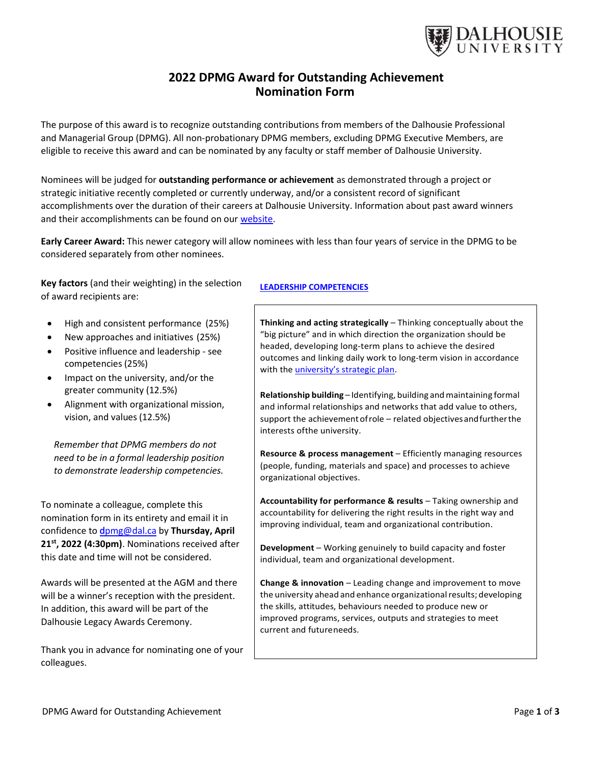# 2022 DPMG Award for Outstanding Achievement
## Nomination Form

The purpose of this award is to recognize outstanding contributions from members of the Dalhousie Professional and Managerial Group (DPMG). All non-probationary DPMG members, excluding DPMG Executive Members, are eligible to receive this award and can be nominated by any faculty or staff member of Dalhousie University.

Nominees will be judged for **outstanding performance or achievement** as demonstrated through a project or strategic initiative recently completed or currently underway, and/or a consistent record of significant accomplishments over the duration of their careers at Dalhousie University. Information about past award winners and their accomplishments can be found on our [website](website).

**Early Career Award:** This newer category will allow nominees with less than four years of service in the DPMG to be considered separately from other nominees.

**Key factors** (and their weighting) in the selection of award recipients are:

- High and consistent performance (25%)
- New approaches and initiatives (25%)
- Positive influence and leadership - see competencies (25%)
- Impact on the university, and/or the greater community (12.5%)
- Alignment with organizational mission, vision, and values (12.5%)

*Remember that DPMG members do not need to be in a formal leadership position to demonstrate leadership competencies.*

To nominate a colleague, complete this nomination form in its entirety and email it in confidence to dpmg@dal.ca by **Thursday, April 21st, 2022 (4:30pm)**. Nominations received after this date and time will not be considered.

Awards will be presented at the AGM and there will be a winner's reception with the president. In addition, this award will be part of the Dalhousie Legacy Awards Ceremony.

Thank you in advance for nominating one of your colleagues.

**LEADERSHIP COMPETENCIES**

**Thinking and acting strategically** – Thinking conceptually about the "big picture" and in which direction the organization should be headed, developing long-term plans to achieve the desired outcomes and linking daily work to long-term vision in accordance with the university's strategic plan.

**Relationship building** – Identifying, building and maintaining formal and informal relationships and networks that add value to others, support the achievement of role – related objectives and further the interests of the university.

**Resource & process management** – Efficiently managing resources (people, funding, materials and space) and processes to achieve organizational objectives.

**Accountability for performance & results** – Taking ownership and accountability for delivering the right results in the right way and improving individual, team and organizational contribution.

**Development** – Working genuinely to build capacity and foster individual, team and organizational development.

**Change & innovation** – Leading change and improvement to move the university ahead and enhance organizational results; developing the skills, attitudes, behaviours needed to produce new or improved programs, services, outputs and strategies to meet current and future needs.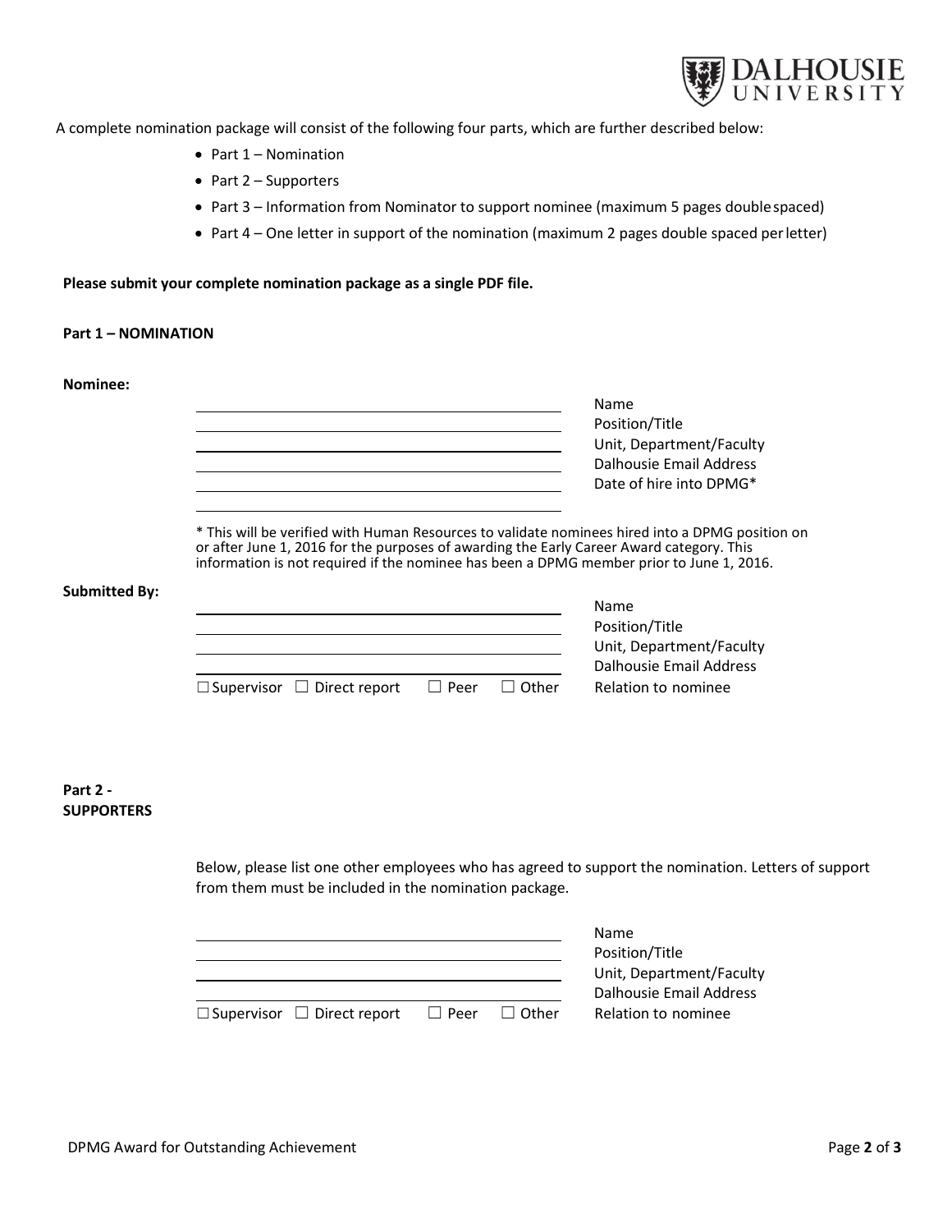A complete nomination package will consist of the following four parts, which are further described below:

- Part 1 – Nomination
- Part 2 – Supporters
- Part 3 – Information from Nominator to support nominee (maximum 5 pages double spaced)
- Part 4 – One letter in support of the nomination (maximum 2 pages double spaced per letter)

**Please submit your complete nomination package as a single PDF file.**

**Part 1 – NOMINATION**

**Nominee:**

\_\_\_\_\_\_\_\_\_\_\_\_\_\_\_\_\_\_\_\_\_\_\_\_\_\_\_\_\_\_\_\_\_\_ Name

\_\_\_\_\_\_\_\_\_\_\_\_\_\_\_\_\_\_\_\_\_\_\_\_\_\_\_\_\_\_\_\_\_\_ Position/Title

\_\_\_\_\_\_\_\_\_\_\_\_\_\_\_\_\_\_\_\_\_\_\_\_\_\_\_\_\_\_\_\_\_\_ Unit, Department/Faculty

\_\_\_\_\_\_\_\_\_\_\_\_\_\_\_\_\_\_\_\_\_\_\_\_\_\_\_\_\_\_\_\_\_\_ Dalhousie Email Address

\_\_\_\_\_\_\_\_\_\_\_\_\_\_\_\_\_\_\_\_\_\_\_\_\_\_\_\_\_\_\_\_\_\_ Date of hire into DPMG*

\* This will be verified with Human Resources to validate nominees hired into a DPMG position on or after June 1, 2016 for the purposes of awarding the Early Career Award category. This information is not required if the nominee has been a DPMG member prior to June 1, 2016.

**Submitted By:**

\_\_\_\_\_\_\_\_\_\_\_\_\_\_\_\_\_\_\_\_\_\_\_\_\_\_\_\_\_\_\_\_\_\_ Name

\_\_\_\_\_\_\_\_\_\_\_\_\_\_\_\_\_\_\_\_\_\_\_\_\_\_\_\_\_\_\_\_\_\_ Position/Title

\_\_\_\_\_\_\_\_\_\_\_\_\_\_\_\_\_\_\_\_\_\_\_\_\_\_\_\_\_\_\_\_\_\_ Unit, Department/Faculty

\_\_\_\_\_\_\_\_\_\_\_\_\_\_\_\_\_\_\_\_\_\_\_\_\_\_\_\_\_\_\_\_\_\_ Dalhousie Email Address

☐ Supervisor ☐ Direct report ☐ Peer ☐ Other Relation to nominee

**Part 2 - SUPPORTERS**

Below, please list one other employees who has agreed to support the nomination. Letters of support from them must be included in the nomination package.

\_\_\_\_\_\_\_\_\_\_\_\_\_\_\_\_\_\_\_\_\_\_\_\_\_\_\_\_\_\_\_\_\_\_ Name

\_\_\_\_\_\_\_\_\_\_\_\_\_\_\_\_\_\_\_\_\_\_\_\_\_\_\_\_\_\_\_\_\_\_ Position/Title

\_\_\_\_\_\_\_\_\_\_\_\_\_\_\_\_\_\_\_\_\_\_\_\_\_\_\_\_\_\_\_\_\_\_ Unit, Department/Faculty

\_\_\_\_\_\_\_\_\_\_\_\_\_\_\_\_\_\_\_\_\_\_\_\_\_\_\_\_\_\_\_\_\_\_ Dalhousie Email Address

☐ Supervisor ☐ Direct report ☐ Peer ☐ Other Relation to nominee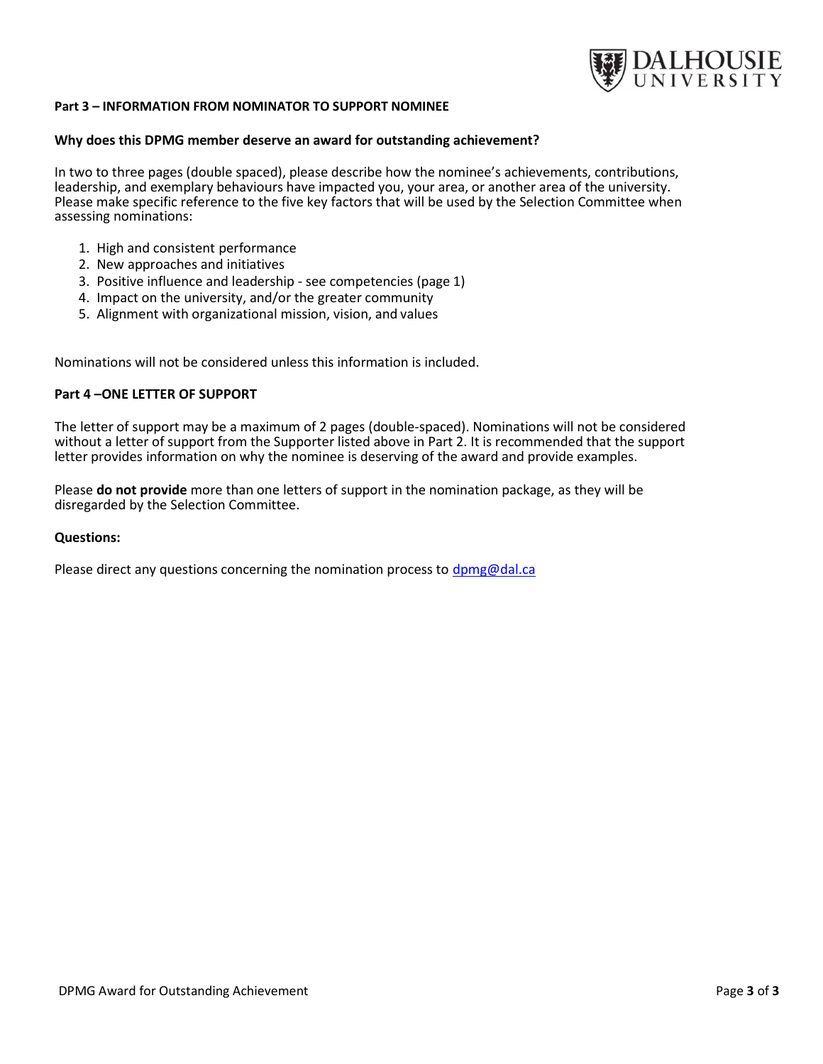**Part 3 – INFORMATION FROM NOMINATOR TO SUPPORT NOMINEE**

**Why does this DPMG member deserve an award for outstanding achievement?**

In two to three pages (double spaced), please describe how the nominee's achievements, contributions, leadership, and exemplary behaviours have impacted you, your area, or another area of the university. Please make specific reference to the five key factors that will be used by the Selection Committee when assessing nominations:

1. High and consistent performance
2. New approaches and initiatives
3. Positive influence and leadership - see competencies (page 1)
4. Impact on the university, and/or the greater community
5. Alignment with organizational mission, vision, and values

Nominations will not be considered unless this information is included.

**Part 4 –ONE LETTER OF SUPPORT**

The letter of support may be a maximum of 2 pages (double-spaced). Nominations will not be considered without a letter of support from the Supporter listed above in Part 2. It is recommended that the support letter provides information on why the nominee is deserving of the award and provide examples.

Please **do not provide** more than one letters of support in the nomination package, as they will be disregarded by the Selection Committee.

**Questions:**

Please direct any questions concerning the nomination process to [dpmg@dal.ca](mailto:dpmg@dal.ca)